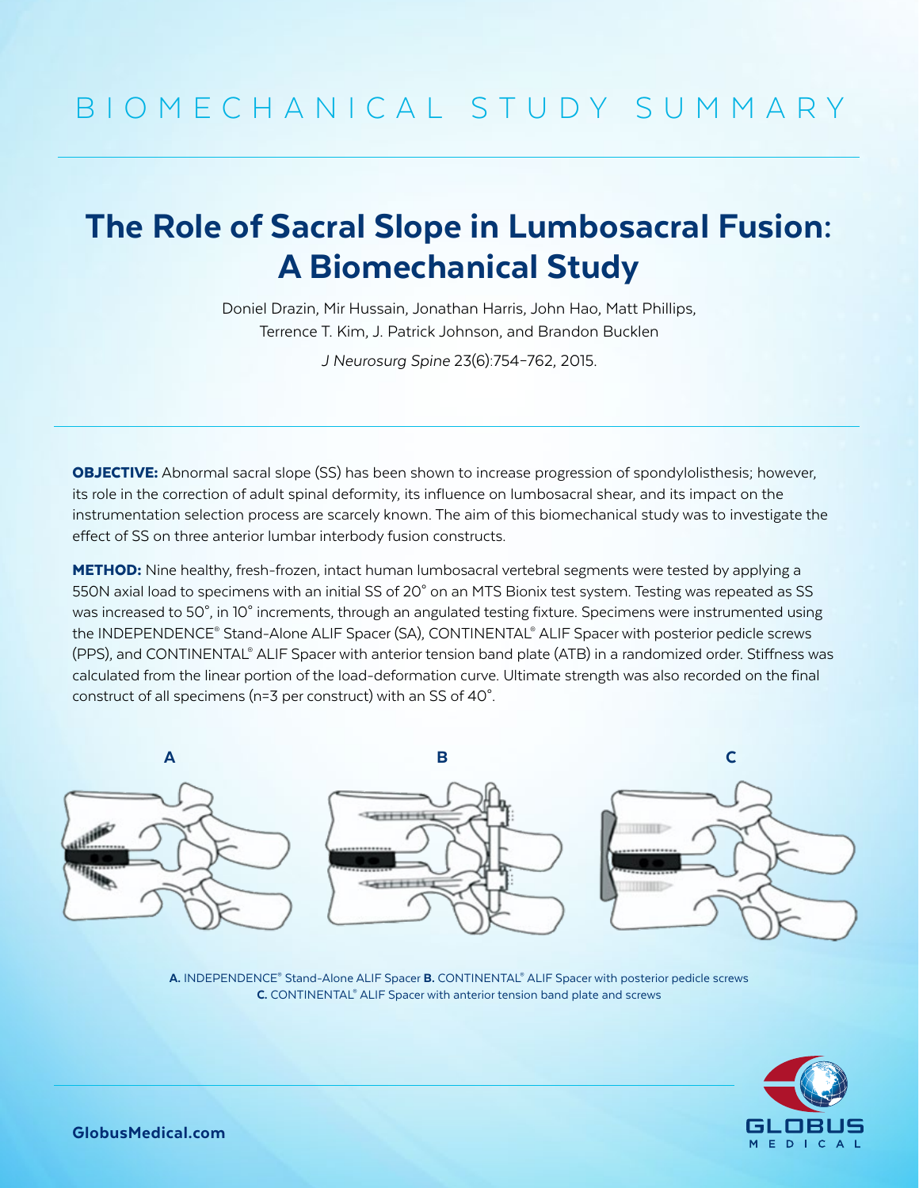# BIOMECHANICAL STUDY SUMMARY

## The Role of Sacral Slope in Lumbosacral Fusion: A Biomechanical Study

Doniel Drazin, Mir Hussain, Jonathan Harris, John Hao, Matt Phillips, Terrence T. Kim, J. Patrick Johnson, and Brandon Bucklen

*J Neurosurg Spine* 23(6):754–762, 2015.

**OBJECTIVE:** Abnormal sacral slope (SS) has been shown to increase progression of spondylolisthesis; however, its role in the correction of adult spinal deformity, its influence on lumbosacral shear, and its impact on the instrumentation selection process are scarcely known. The aim of this biomechanical study was to investigate the effect of SS on three anterior lumbar interbody fusion constructs.

**METHOD:** Nine healthy, fresh-frozen, intact human lumbosacral vertebral segments were tested by applying a 550N axial load to specimens with an initial SS of 20° on an MTS Bionix test system. Testing was repeated as SS was increased to 50°, in 10° increments, through an angulated testing fixture. Specimens were instrumented using the INDEPENDENCE® Stand-Alone ALIF Spacer (SA), CONTINENTAL® ALIF Spacer with posterior pedicle screws (PPS), and CONTINENTAL® ALIF Spacer with anterior tension band plate (ATB) in a randomized order. Stiffness was calculated from the linear portion of the load-deformation curve. Ultimate strength was also recorded on the final construct of all specimens (n=3 per construct) with an SS of 40°.

**A.** INDEPENDENCE® Stand-Alone ALIF Spacer **B.** CONTINENTAL® ALIF Spacer with posterior pedicle screws **C.** CONTINENTAL® ALIF Spacer with anterior tension band plate and screws

GlobusMedical.com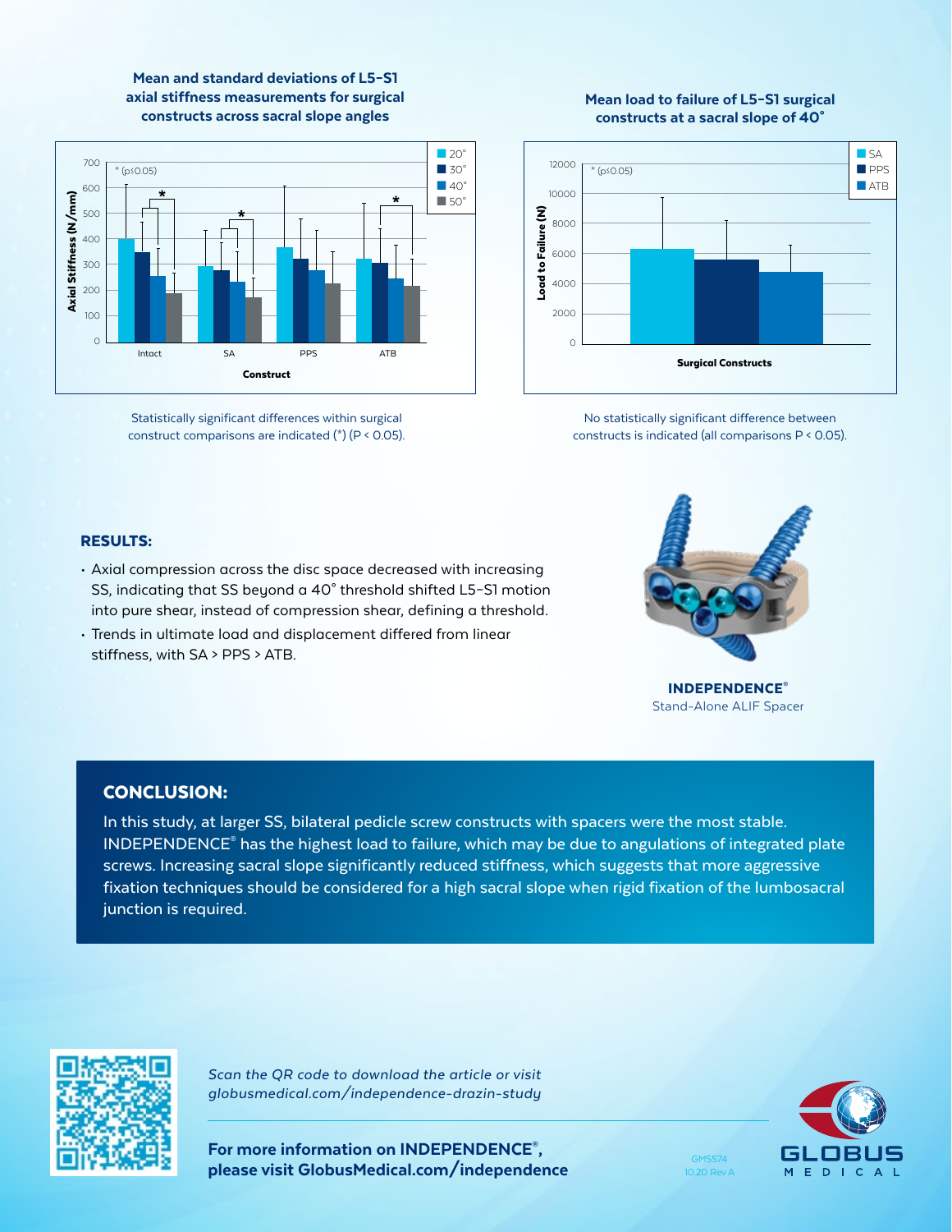**Mean and standard deviations of L5-S1 axial stiffness measurements for surgical constructs across sacral slope angles**

* (p≤0.05)

700
600
500
400
300
200
100
0

Axial Stiffness (N/mm)

Intact
SA
PPS
ATB

Construct

20°
30°
40°
50°

Statistically significant differences within surgical construct comparisons are indicated (*) (P < 0.05).

**Mean load to failure of L5-S1 surgical constructs at a sacral slope of 40°**

* (p≤0.05)

12000
10000
8000
6000
4000
2000
0

Load to Failure (N)

Surgical Constructs

SA
PPS
ATB

No statistically significant difference between constructs is indicated (all comparisons P < 0.05).

## RESULTS:

- Axial compression across the disc space decreased with increasing SS, indicating that SS beyond a 40° threshold shifted L5-S1 motion into pure shear, instead of compression shear, defining a threshold.
- Trends in ultimate load and displacement differed from linear stiffness, with SA > PPS > ATB.

**INDEPENDENCE®**
Stand-Alone ALIF Spacer

## CONCLUSION:

In this study, at larger SS, bilateral pedicle screw constructs with spacers were the most stable. INDEPENDENCE® has the highest load to failure, which may be due to angulations of integrated plate screws. Increasing sacral slope significantly reduced stiffness, which suggests that more aggressive fixation techniques should be considered for a high sacral slope when rigid fixation of the lumbosacral junction is required.

*Scan the QR code to download the article or visit globusmedical.com/independence-drazin-study*

**For more information on INDEPENDENCE®, please visit GlobusMedical.com/independence**

GMSS74
10.20 Rev A

GLOBUS MEDICAL